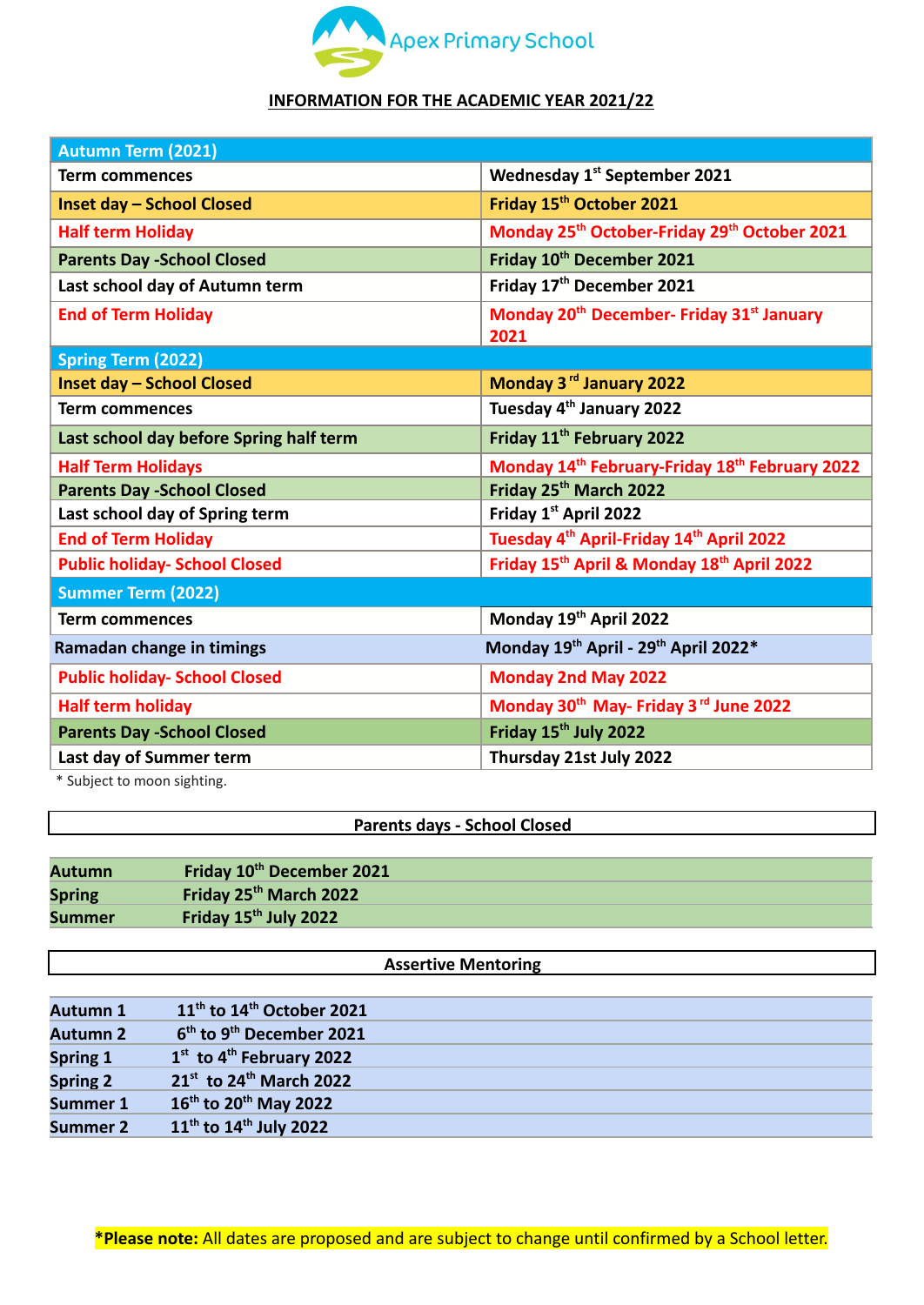Apex Primary School

## INFORMATION FOR THE ACADEMIC YEAR 2021/22

| Autumn Term (2021) | |
|---|---|
| Term commences | Wednesday 1st September 2021 |
| Inset day – School Closed | Friday 15th October 2021 |
| Half term Holiday | Monday 25th October-Friday 29th October 2021 |
| Parents Day -School Closed | Friday 10th December 2021 |
| Last school day of Autumn term | Friday 17th December 2021 |
| End of Term Holiday | Monday 20th December- Friday 31st January 2021 |
| **Spring Term (2022)** | |
| Inset day – School Closed | Monday 3rd January 2022 |
| Term commences | Tuesday 4th January 2022 |
| Last school day before Spring half term | Friday 11th February 2022 |
| Half Term Holidays | Monday 14th February-Friday 18th February 2022 |
| Parents Day -School Closed | Friday 25th March 2022 |
| Last school day of Spring term | Friday 1st April 2022 |
| End of Term Holiday | Tuesday 4th April-Friday 14th April 2022 |
| Public holiday- School Closed | Friday 15th April & Monday 18th April 2022 |
| **Summer Term (2022)** | |
| Term commences | Monday 19th April 2022 |
| Ramadan change in timings | Monday 19th April - 29th April 2022* |
| Public holiday- School Closed | Monday 2nd May 2022 |
| Half term holiday | Monday 30th May- Friday 3rd June 2022 |
| Parents Day -School Closed | Friday 15th July 2022 |
| Last day of Summer term | Thursday 21st July 2022 |

* Subject to moon sighting.

| Parents days - School Closed | |
|---|---|
| Autumn | Friday 10th December 2021 |
| Spring | Friday 25th March 2022 |
| Summer | Friday 15th July 2022 |

| Assertive Mentoring | |
|---|---|
| Autumn 1 | 11th to 14th October 2021 |
| Autumn 2 | 6th to 9th December 2021 |
| Spring 1 | 1st to 4th February 2022 |
| Spring 2 | 21st to 24th March 2022 |
| Summer 1 | 16th to 20th May 2022 |
| Summer 2 | 11th to 14th July 2022 |

***Please note:** All dates are proposed and are subject to change until confirmed by a School letter.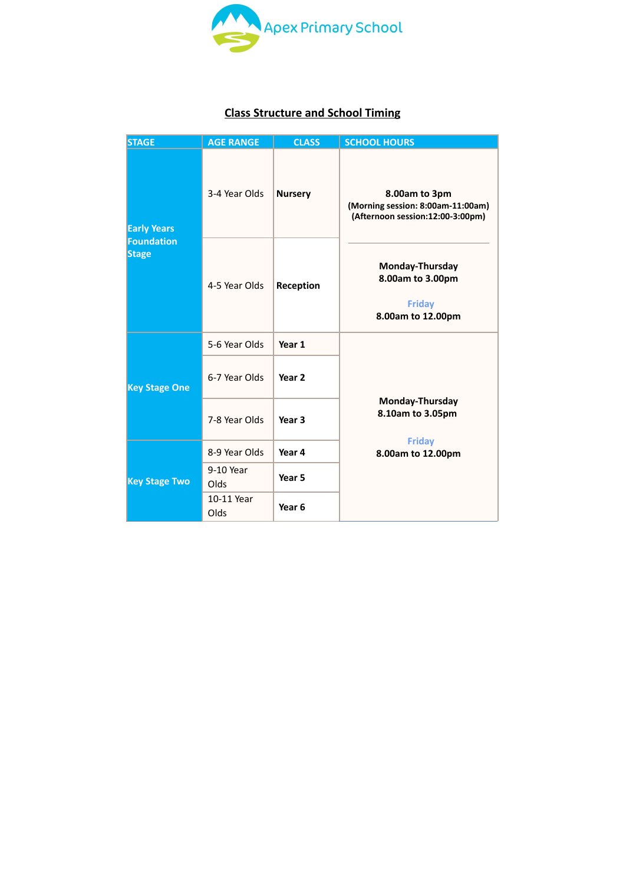Apex Primary School

## Class Structure and School Timing

| STAGE | AGE RANGE | CLASS | SCHOOL HOURS |
|---|---|---|---|
| Early Years Foundation Stage | 3-4 Year Olds | **Nursery** | **8.00am to 3pm** **(Morning session: 8:00am-11:00am)** **(Afternoon session:12:00-3:00pm)** |
| | 4-5 Year Olds | **Reception** | **Monday-Thursday** **8.00am to 3.00pm** **Friday** **8.00am to 12.00pm** |
| Key Stage One | 5-6 Year Olds | **Year 1** | **Monday-Thursday** **8.10am to 3.05pm** **Friday** **8.00am to 12.00pm** |
| | 6-7 Year Olds | **Year 2** | |
| | 7-8 Year Olds | **Year 3** | |
| Key Stage Two | 8-9 Year Olds | **Year 4** | |
| | 9-10 Year Olds | **Year 5** | |
| | 10-11 Year Olds | **Year 6** | |